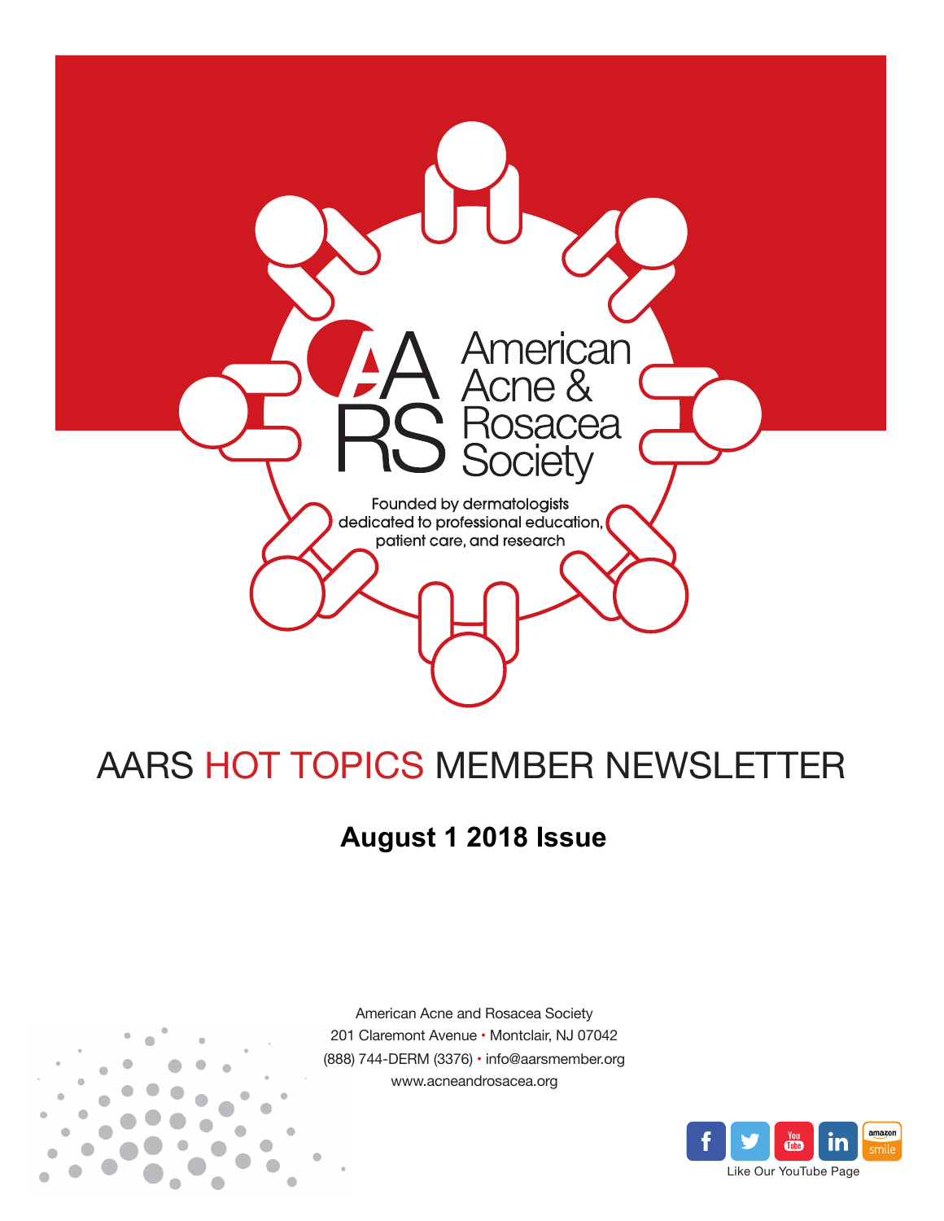American Acne & Rosacea Society

Founded by dermatologists dedicated to professional education, patient care, and research

# AARS HOT TOPICS MEMBER NEWSLETTER

**August 1 2018 Issue**

American Acne and Rosacea Society
201 Claremont Avenue • Montclair, NJ 07042
(888) 744-DERM (3376) • info@aarsmember.org
www.acneandrosacea.org

Like Our YouTube Page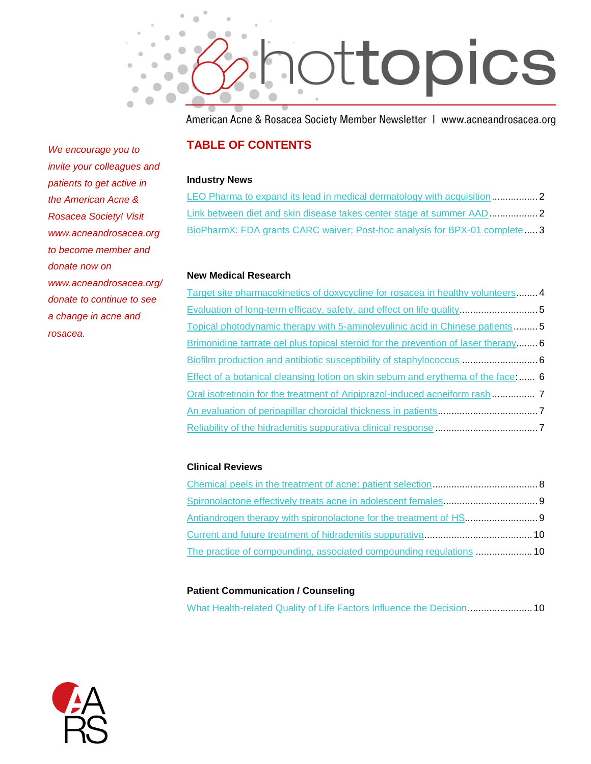# hottopics

American Acne & Rosacea Society Member Newsletter | www.acneandrosacea.org

*We encourage you to invite your colleagues and patients to get active in the American Acne & Rosacea Society! Visit www.acneandrosacea.org to become member and donate now on www.acneandrosacea.org/donate to continue to see a change in acne and rosacea.*

## TABLE OF CONTENTS

### Industry News

- LEO Pharma to expand its lead in medical dermatology with acquisition ................ 2
- Link between diet and skin disease takes center stage at summer AAD ................ 2
- BioPharmX: FDA grants CARC waiver; Post-hoc analysis for BPX-01 complete ..... 3

### New Medical Research

- Target site pharmacokinetics of doxycycline for rosacea in healthy volunteers ........ 4
- Evaluation of long-term efficacy, safety, and effect on life quality ............................ 5
- Topical photodynamic therapy with 5-aminolevulinic acid in Chinese patients ......... 5
- Brimonidine tartrate gel plus topical steroid for the prevention of laser therapy ........ 6
- Biofilm production and antibiotic susceptibility of staphylococcus ............................ 6
- Effect of a botanical cleansing lotion on skin sebum and erythema of the face: ...... 6
- Oral isotretinoin for the treatment of Aripiprazol-induced acneiform rash ............... 7
- An evaluation of peripapillar choroidal thickness in patients .................................... 7
- Reliability of the hidradenitis suppurativa clinical response ..................................... 7

### Clinical Reviews

- Chemical peels in the treatment of acne: patient selection ...................................... 8
- Spironolactone effectively treats acne in adolescent females ................................... 9
- Antiandrogen therapy with spironolactone for the treatment of HS .......................... 9
- Current and future treatment of hidradenitis suppurativa ........................................ 10
- The practice of compounding, associated compounding regulations ..................... 10

### Patient Communication / Counseling

- What Health-related Quality of Life Factors Influence the Decision ........................ 10

AARS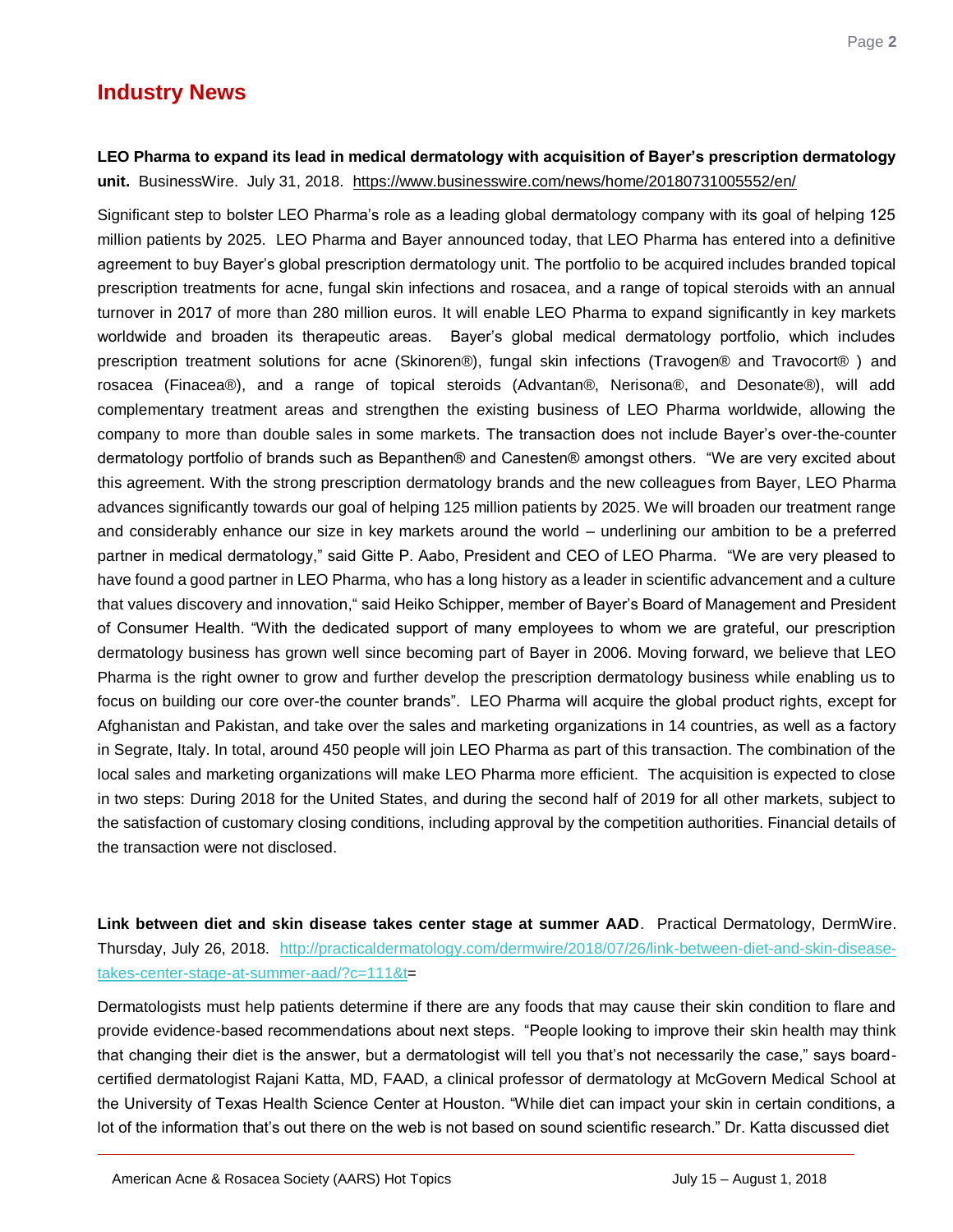## Industry News

**LEO Pharma to expand its lead in medical dermatology with acquisition of Bayer's prescription dermatology unit.** BusinessWire. July 31, 2018. https://www.businesswire.com/news/home/20180731005552/en/

Significant step to bolster LEO Pharma's role as a leading global dermatology company with its goal of helping 125 million patients by 2025. LEO Pharma and Bayer announced today, that LEO Pharma has entered into a definitive agreement to buy Bayer's global prescription dermatology unit. The portfolio to be acquired includes branded topical prescription treatments for acne, fungal skin infections and rosacea, and a range of topical steroids with an annual turnover in 2017 of more than 280 million euros. It will enable LEO Pharma to expand significantly in key markets worldwide and broaden its therapeutic areas. Bayer's global medical dermatology portfolio, which includes prescription treatment solutions for acne (Skinoren®), fungal skin infections (Travogen® and Travocort® ) and rosacea (Finacea®), and a range of topical steroids (Advantan®, Nerisona®, and Desonate®), will add complementary treatment areas and strengthen the existing business of LEO Pharma worldwide, allowing the company to more than double sales in some markets. The transaction does not include Bayer's over-the-counter dermatology portfolio of brands such as Bepanthen® and Canesten® amongst others. "We are very excited about this agreement. With the strong prescription dermatology brands and the new colleagues from Bayer, LEO Pharma advances significantly towards our goal of helping 125 million patients by 2025. We will broaden our treatment range and considerably enhance our size in key markets around the world – underlining our ambition to be a preferred partner in medical dermatology," said Gitte P. Aabo, President and CEO of LEO Pharma. "We are very pleased to have found a good partner in LEO Pharma, who has a long history as a leader in scientific advancement and a culture that values discovery and innovation," said Heiko Schipper, member of Bayer's Board of Management and President of Consumer Health. "With the dedicated support of many employees to whom we are grateful, our prescription dermatology business has grown well since becoming part of Bayer in 2006. Moving forward, we believe that LEO Pharma is the right owner to grow and further develop the prescription dermatology business while enabling us to focus on building our core over-the counter brands". LEO Pharma will acquire the global product rights, except for Afghanistan and Pakistan, and take over the sales and marketing organizations in 14 countries, as well as a factory in Segrate, Italy. In total, around 450 people will join LEO Pharma as part of this transaction. The combination of the local sales and marketing organizations will make LEO Pharma more efficient. The acquisition is expected to close in two steps: During 2018 for the United States, and during the second half of 2019 for all other markets, subject to the satisfaction of customary closing conditions, including approval by the competition authorities. Financial details of the transaction were not disclosed.

**Link between diet and skin disease takes center stage at summer AAD**. Practical Dermatology, DermWire. Thursday, July 26, 2018. http://practicaldermatology.com/dermwire/2018/07/26/link-between-diet-and-skin-disease-takes-center-stage-at-summer-aad/?c=111&t=

Dermatologists must help patients determine if there are any foods that may cause their skin condition to flare and provide evidence-based recommendations about next steps. "People looking to improve their skin health may think that changing their diet is the answer, but a dermatologist will tell you that's not necessarily the case," says board-certified dermatologist Rajani Katta, MD, FAAD, a clinical professor of dermatology at McGovern Medical School at the University of Texas Health Science Center at Houston. "While diet can impact your skin in certain conditions, a lot of the information that's out there on the web is not based on sound scientific research." Dr. Katta discussed diet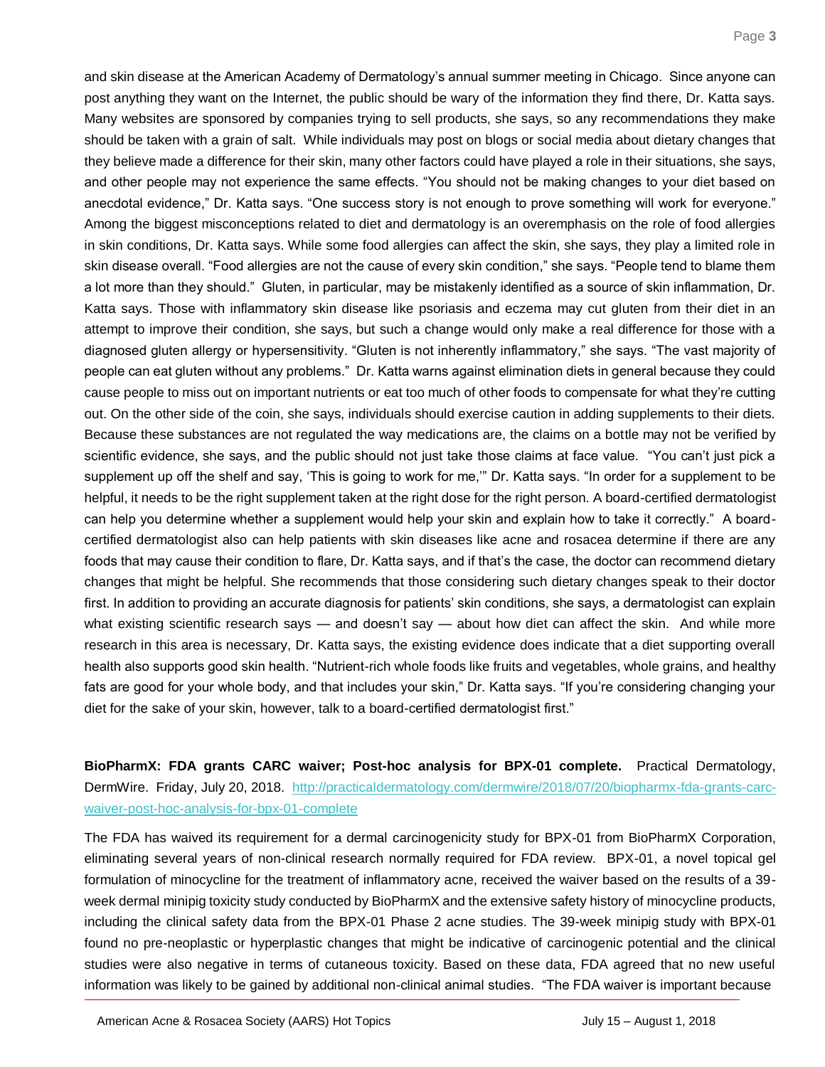and skin disease at the American Academy of Dermatology's annual summer meeting in Chicago. Since anyone can post anything they want on the Internet, the public should be wary of the information they find there, Dr. Katta says. Many websites are sponsored by companies trying to sell products, she says, so any recommendations they make should be taken with a grain of salt. While individuals may post on blogs or social media about dietary changes that they believe made a difference for their skin, many other factors could have played a role in their situations, she says, and other people may not experience the same effects. "You should not be making changes to your diet based on anecdotal evidence," Dr. Katta says. "One success story is not enough to prove something will work for everyone." Among the biggest misconceptions related to diet and dermatology is an overemphasis on the role of food allergies in skin conditions, Dr. Katta says. While some food allergies can affect the skin, she says, they play a limited role in skin disease overall. "Food allergies are not the cause of every skin condition," she says. "People tend to blame them a lot more than they should." Gluten, in particular, may be mistakenly identified as a source of skin inflammation, Dr. Katta says. Those with inflammatory skin disease like psoriasis and eczema may cut gluten from their diet in an attempt to improve their condition, she says, but such a change would only make a real difference for those with a diagnosed gluten allergy or hypersensitivity. "Gluten is not inherently inflammatory," she says. "The vast majority of people can eat gluten without any problems." Dr. Katta warns against elimination diets in general because they could cause people to miss out on important nutrients or eat too much of other foods to compensate for what they're cutting out. On the other side of the coin, she says, individuals should exercise caution in adding supplements to their diets. Because these substances are not regulated the way medications are, the claims on a bottle may not be verified by scientific evidence, she says, and the public should not just take those claims at face value. "You can't just pick a supplement up off the shelf and say, 'This is going to work for me,'" Dr. Katta says. "In order for a supplement to be helpful, it needs to be the right supplement taken at the right dose for the right person. A board-certified dermatologist can help you determine whether a supplement would help your skin and explain how to take it correctly." A board-certified dermatologist also can help patients with skin diseases like acne and rosacea determine if there are any foods that may cause their condition to flare, Dr. Katta says, and if that's the case, the doctor can recommend dietary changes that might be helpful. She recommends that those considering such dietary changes speak to their doctor first. In addition to providing an accurate diagnosis for patients' skin conditions, she says, a dermatologist can explain what existing scientific research says — and doesn't say — about how diet can affect the skin. And while more research in this area is necessary, Dr. Katta says, the existing evidence does indicate that a diet supporting overall health also supports good skin health. "Nutrient-rich whole foods like fruits and vegetables, whole grains, and healthy fats are good for your whole body, and that includes your skin," Dr. Katta says. "If you're considering changing your diet for the sake of your skin, however, talk to a board-certified dermatologist first."

**BioPharmX: FDA grants CARC waiver; Post-hoc analysis for BPX-01 complete.** Practical Dermatology, DermWire. Friday, July 20, 2018. [http://practicaldermatology.com/dermwire/2018/07/20/biopharmx-fda-grants-carc-waiver-post-hoc-analysis-for-bpx-01-complete](http://practicaldermatology.com/dermwire/2018/07/20/biopharmx-fda-grants-carc-waiver-post-hoc-analysis-for-bpx-01-complete)

The FDA has waived its requirement for a dermal carcinogenicity study for BPX-01 from BioPharmX Corporation, eliminating several years of non-clinical research normally required for FDA review. BPX-01, a novel topical gel formulation of minocycline for the treatment of inflammatory acne, received the waiver based on the results of a 39-week dermal minipig toxicity study conducted by BioPharmX and the extensive safety history of minocycline products, including the clinical safety data from the BPX-01 Phase 2 acne studies. The 39-week minipig study with BPX-01 found no pre-neoplastic or hyperplastic changes that might be indicative of carcinogenic potential and the clinical studies were also negative in terms of cutaneous toxicity. Based on these data, FDA agreed that no new useful information was likely to be gained by additional non-clinical animal studies. "The FDA waiver is important because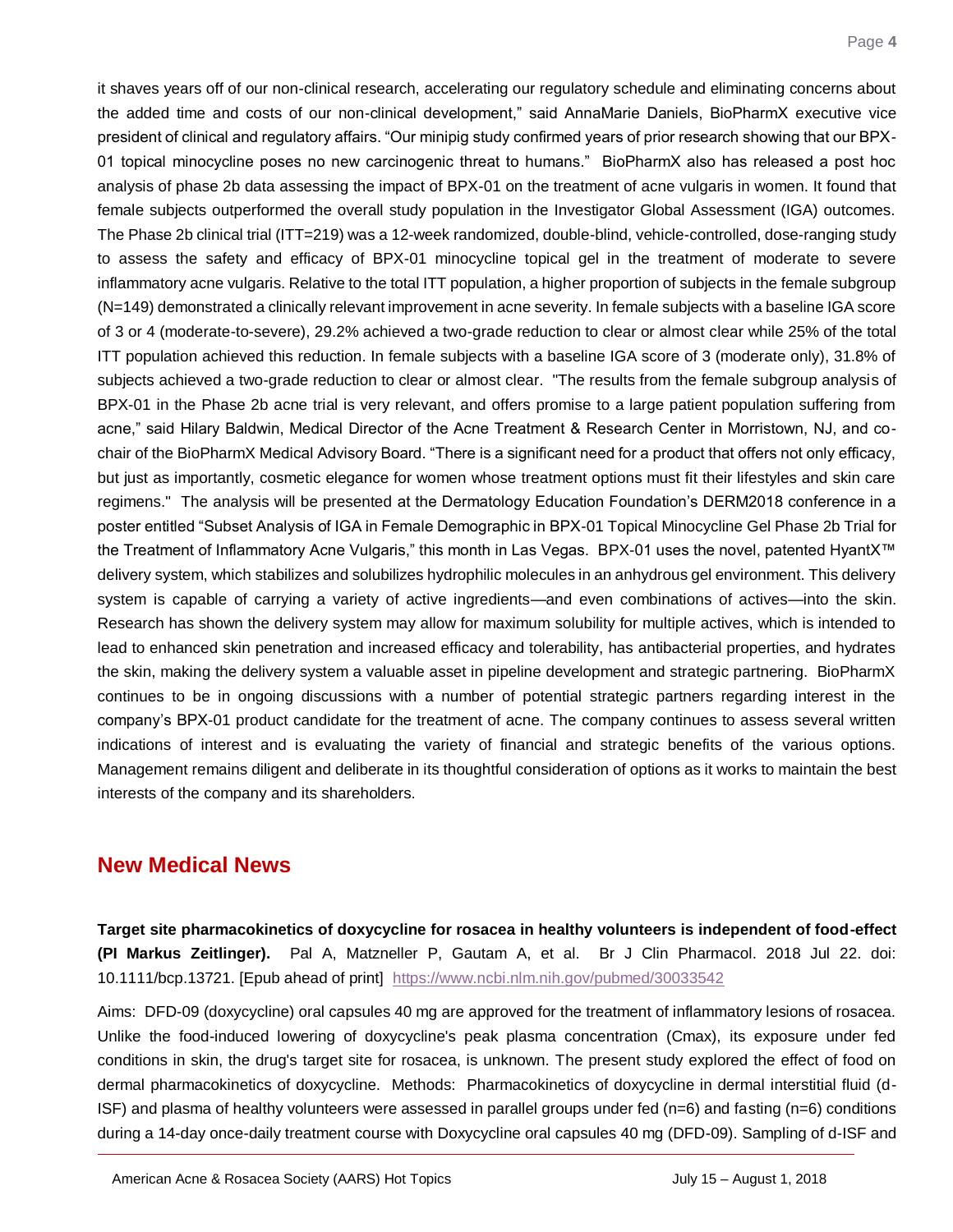it shaves years off of our non-clinical research, accelerating our regulatory schedule and eliminating concerns about the added time and costs of our non-clinical development," said AnnaMarie Daniels, BioPharmX executive vice president of clinical and regulatory affairs. "Our minipig study confirmed years of prior research showing that our BPX-01 topical minocycline poses no new carcinogenic threat to humans." BioPharmX also has released a post hoc analysis of phase 2b data assessing the impact of BPX-01 on the treatment of acne vulgaris in women. It found that female subjects outperformed the overall study population in the Investigator Global Assessment (IGA) outcomes. The Phase 2b clinical trial (ITT=219) was a 12-week randomized, double-blind, vehicle-controlled, dose-ranging study to assess the safety and efficacy of BPX-01 minocycline topical gel in the treatment of moderate to severe inflammatory acne vulgaris. Relative to the total ITT population, a higher proportion of subjects in the female subgroup (N=149) demonstrated a clinically relevant improvement in acne severity. In female subjects with a baseline IGA score of 3 or 4 (moderate-to-severe), 29.2% achieved a two-grade reduction to clear or almost clear while 25% of the total ITT population achieved this reduction. In female subjects with a baseline IGA score of 3 (moderate only), 31.8% of subjects achieved a two-grade reduction to clear or almost clear. "The results from the female subgroup analysis of BPX-01 in the Phase 2b acne trial is very relevant, and offers promise to a large patient population suffering from acne," said Hilary Baldwin, Medical Director of the Acne Treatment & Research Center in Morristown, NJ, and co-chair of the BioPharmX Medical Advisory Board. "There is a significant need for a product that offers not only efficacy, but just as importantly, cosmetic elegance for women whose treatment options must fit their lifestyles and skin care regimens." The analysis will be presented at the Dermatology Education Foundation's DERM2018 conference in a poster entitled "Subset Analysis of IGA in Female Demographic in BPX-01 Topical Minocycline Gel Phase 2b Trial for the Treatment of Inflammatory Acne Vulgaris," this month in Las Vegas. BPX-01 uses the novel, patented HyantX™ delivery system, which stabilizes and solubilizes hydrophilic molecules in an anhydrous gel environment. This delivery system is capable of carrying a variety of active ingredients—and even combinations of actives—into the skin. Research has shown the delivery system may allow for maximum solubility for multiple actives, which is intended to lead to enhanced skin penetration and increased efficacy and tolerability, has antibacterial properties, and hydrates the skin, making the delivery system a valuable asset in pipeline development and strategic partnering. BioPharmX continues to be in ongoing discussions with a number of potential strategic partners regarding interest in the company's BPX-01 product candidate for the treatment of acne. The company continues to assess several written indications of interest and is evaluating the variety of financial and strategic benefits of the various options. Management remains diligent and deliberate in its thoughtful consideration of options as it works to maintain the best interests of the company and its shareholders.

## New Medical News

**Target site pharmacokinetics of doxycycline for rosacea in healthy volunteers is independent of food-effect (PI Markus Zeitlinger).** Pal A, Matzneller P, Gautam A, et al. Br J Clin Pharmacol. 2018 Jul 22. doi: 10.1111/bcp.13721. [Epub ahead of print] https://www.ncbi.nlm.nih.gov/pubmed/30033542

Aims: DFD-09 (doxycycline) oral capsules 40 mg are approved for the treatment of inflammatory lesions of rosacea. Unlike the food-induced lowering of doxycycline's peak plasma concentration (Cmax), its exposure under fed conditions in skin, the drug's target site for rosacea, is unknown. The present study explored the effect of food on dermal pharmacokinetics of doxycycline. Methods: Pharmacokinetics of doxycycline in dermal interstitial fluid (d-ISF) and plasma of healthy volunteers were assessed in parallel groups under fed (n=6) and fasting (n=6) conditions during a 14-day once-daily treatment course with Doxycycline oral capsules 40 mg (DFD-09). Sampling of d-ISF and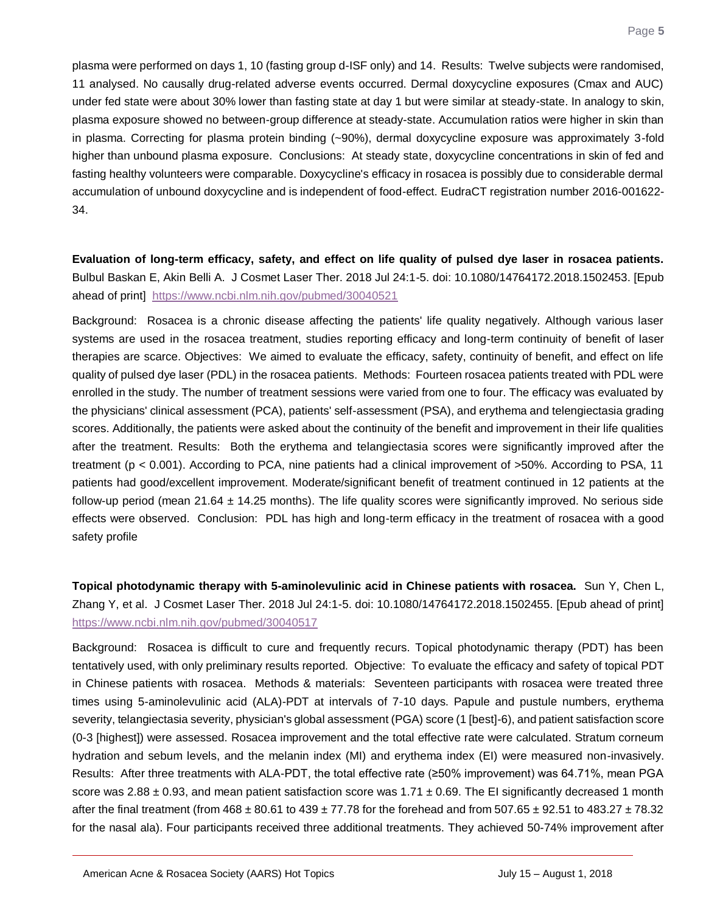plasma were performed on days 1, 10 (fasting group d-ISF only) and 14. Results: Twelve subjects were randomised, 11 analysed. No causally drug-related adverse events occurred. Dermal doxycycline exposures (Cmax and AUC) under fed state were about 30% lower than fasting state at day 1 but were similar at steady-state. In analogy to skin, plasma exposure showed no between-group difference at steady-state. Accumulation ratios were higher in skin than in plasma. Correcting for plasma protein binding (~90%), dermal doxycycline exposure was approximately 3-fold higher than unbound plasma exposure. Conclusions: At steady state, doxycycline concentrations in skin of fed and fasting healthy volunteers were comparable. Doxycycline's efficacy in rosacea is possibly due to considerable dermal accumulation of unbound doxycycline and is independent of food-effect. EudraCT registration number 2016-001622-34.

**Evaluation of long-term efficacy, safety, and effect on life quality of pulsed dye laser in rosacea patients.** Bulbul Baskan E, Akin Belli A. J Cosmet Laser Ther. 2018 Jul 24:1-5. doi: 10.1080/14764172.2018.1502453. [Epub ahead of print] https://www.ncbi.nlm.nih.gov/pubmed/30040521

Background: Rosacea is a chronic disease affecting the patients' life quality negatively. Although various laser systems are used in the rosacea treatment, studies reporting efficacy and long-term continuity of benefit of laser therapies are scarce. Objectives: We aimed to evaluate the efficacy, safety, continuity of benefit, and effect on life quality of pulsed dye laser (PDL) in the rosacea patients. Methods: Fourteen rosacea patients treated with PDL were enrolled in the study. The number of treatment sessions were varied from one to four. The efficacy was evaluated by the physicians' clinical assessment (PCA), patients' self-assessment (PSA), and erythema and telengiectasia grading scores. Additionally, the patients were asked about the continuity of the benefit and improvement in their life qualities after the treatment. Results: Both the erythema and telangiectasia scores were significantly improved after the treatment ($p < 0.001$). According to PCA, nine patients had a clinical improvement of >50%. According to PSA, 11 patients had good/excellent improvement. Moderate/significant benefit of treatment continued in 12 patients at the follow-up period (mean $21.64 \pm 14.25$ months). The life quality scores were significantly improved. No serious side effects were observed. Conclusion: PDL has high and long-term efficacy in the treatment of rosacea with a good safety profile

**Topical photodynamic therapy with 5-aminolevulinic acid in Chinese patients with rosacea.** Sun Y, Chen L, Zhang Y, et al. J Cosmet Laser Ther. 2018 Jul 24:1-5. doi: 10.1080/14764172.2018.1502455. [Epub ahead of print] https://www.ncbi.nlm.nih.gov/pubmed/30040517

Background: Rosacea is difficult to cure and frequently recurs. Topical photodynamic therapy (PDT) has been tentatively used, with only preliminary results reported. Objective: To evaluate the efficacy and safety of topical PDT in Chinese patients with rosacea. Methods & materials: Seventeen participants with rosacea were treated three times using 5-aminolevulinic acid (ALA)-PDT at intervals of 7-10 days. Papule and pustule numbers, erythema severity, telangiectasia severity, physician's global assessment (PGA) score (1 [best]-6), and patient satisfaction score (0-3 [highest]) were assessed. Rosacea improvement and the total effective rate were calculated. Stratum corneum hydration and sebum levels, and the melanin index (MI) and erythema index (EI) were measured non-invasively. Results: After three treatments with ALA-PDT, the total effective rate (≥50% improvement) was 64.71%, mean PGA score was $2.88 \pm 0.93$, and mean patient satisfaction score was $1.71 \pm 0.69$. The EI significantly decreased 1 month after the final treatment (from $468 \pm 80.61$ to $439 \pm 77.78$ for the forehead and from $507.65 \pm 92.51$ to $483.27 \pm 78.32$ for the nasal ala). Four participants received three additional treatments. They achieved 50-74% improvement after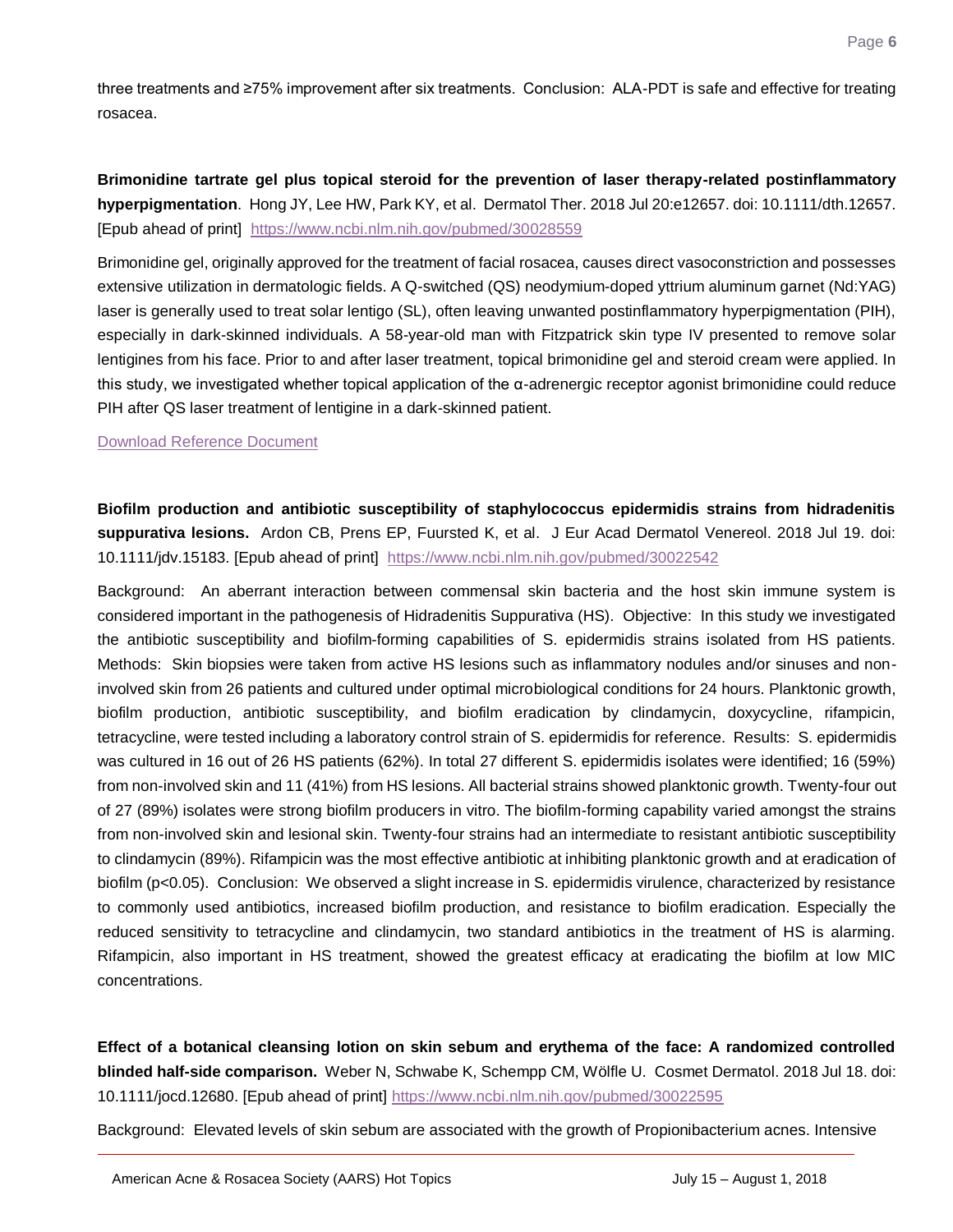three treatments and ≥75% improvement after six treatments. Conclusion: ALA-PDT is safe and effective for treating rosacea.

**Brimonidine tartrate gel plus topical steroid for the prevention of laser therapy-related postinflammatory hyperpigmentation**. Hong JY, Lee HW, Park KY, et al. Dermatol Ther. 2018 Jul 20:e12657. doi: 10.1111/dth.12657. [Epub ahead of print] https://www.ncbi.nlm.nih.gov/pubmed/30028559

Brimonidine gel, originally approved for the treatment of facial rosacea, causes direct vasoconstriction and possesses extensive utilization in dermatologic fields. A Q-switched (QS) neodymium-doped yttrium aluminum garnet (Nd:YAG) laser is generally used to treat solar lentigo (SL), often leaving unwanted postinflammatory hyperpigmentation (PIH), especially in dark-skinned individuals. A 58-year-old man with Fitzpatrick skin type IV presented to remove solar lentigines from his face. Prior to and after laser treatment, topical brimonidine gel and steroid cream were applied. In this study, we investigated whether topical application of the α-adrenergic receptor agonist brimonidine could reduce PIH after QS laser treatment of lentigine in a dark-skinned patient.

Download Reference Document

**Biofilm production and antibiotic susceptibility of staphylococcus epidermidis strains from hidradenitis suppurativa lesions.** Ardon CB, Prens EP, Fuursted K, et al. J Eur Acad Dermatol Venereol. 2018 Jul 19. doi: 10.1111/jdv.15183. [Epub ahead of print] https://www.ncbi.nlm.nih.gov/pubmed/30022542

Background: An aberrant interaction between commensal skin bacteria and the host skin immune system is considered important in the pathogenesis of Hidradenitis Suppurativa (HS). Objective: In this study we investigated the antibiotic susceptibility and biofilm-forming capabilities of S. epidermidis strains isolated from HS patients. Methods: Skin biopsies were taken from active HS lesions such as inflammatory nodules and/or sinuses and non-involved skin from 26 patients and cultured under optimal microbiological conditions for 24 hours. Planktonic growth, biofilm production, antibiotic susceptibility, and biofilm eradication by clindamycin, doxycycline, rifampicin, tetracycline, were tested including a laboratory control strain of S. epidermidis for reference. Results: S. epidermidis was cultured in 16 out of 26 HS patients (62%). In total 27 different S. epidermidis isolates were identified; 16 (59%) from non-involved skin and 11 (41%) from HS lesions. All bacterial strains showed planktonic growth. Twenty-four out of 27 (89%) isolates were strong biofilm producers in vitro. The biofilm-forming capability varied amongst the strains from non-involved skin and lesional skin. Twenty-four strains had an intermediate to resistant antibiotic susceptibility to clindamycin (89%). Rifampicin was the most effective antibiotic at inhibiting planktonic growth and at eradication of biofilm ($p<0.05$). Conclusion: We observed a slight increase in S. epidermidis virulence, characterized by resistance to commonly used antibiotics, increased biofilm production, and resistance to biofilm eradication. Especially the reduced sensitivity to tetracycline and clindamycin, two standard antibiotics in the treatment of HS is alarming. Rifampicin, also important in HS treatment, showed the greatest efficacy at eradicating the biofilm at low MIC concentrations.

**Effect of a botanical cleansing lotion on skin sebum and erythema of the face: A randomized controlled blinded half-side comparison.** Weber N, Schwabe K, Schempp CM, Wölfle U. Cosmet Dermatol. 2018 Jul 18. doi: 10.1111/jocd.12680. [Epub ahead of print] https://www.ncbi.nlm.nih.gov/pubmed/30022595

Background: Elevated levels of skin sebum are associated with the growth of Propionibacterium acnes. Intensive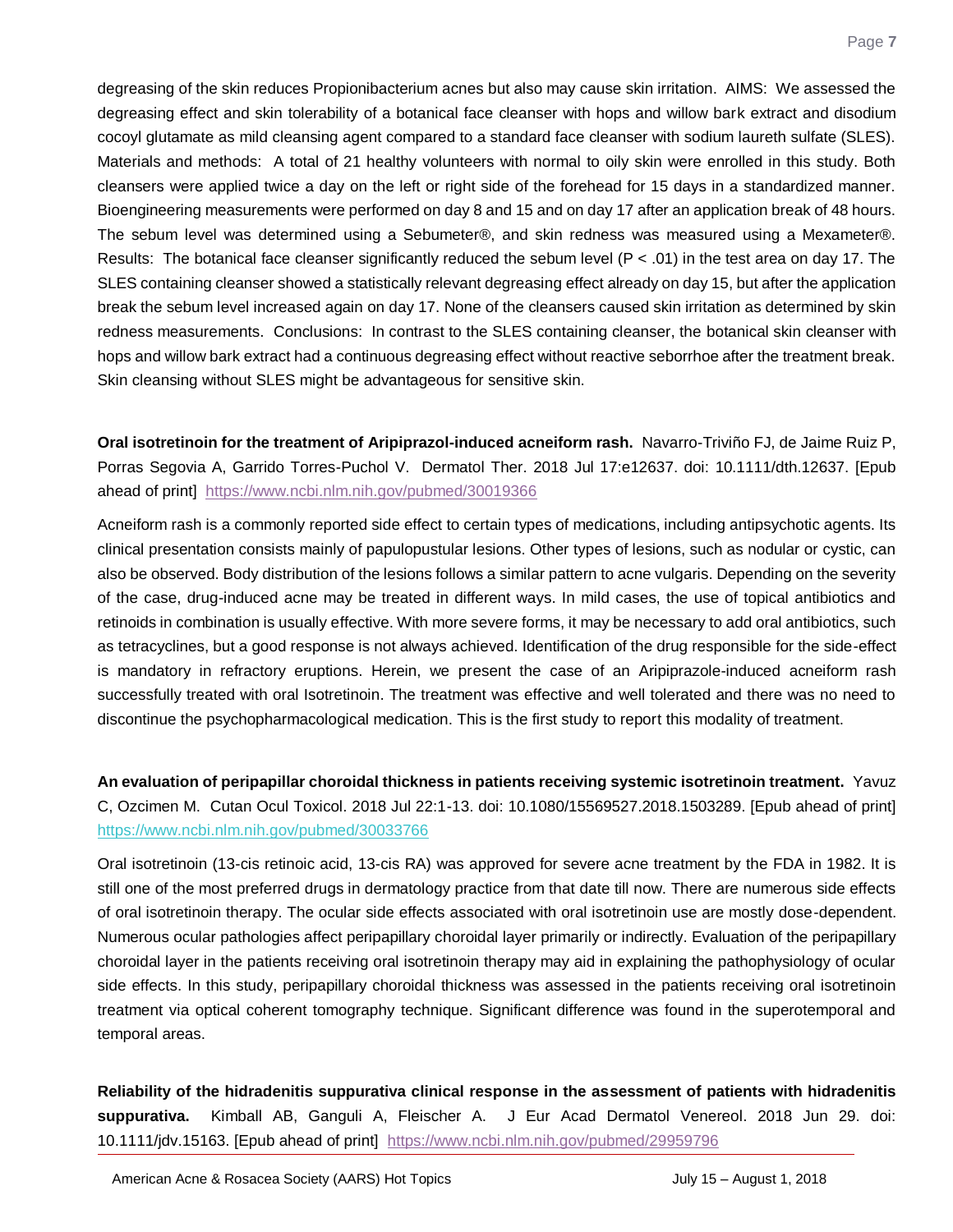degreasing of the skin reduces Propionibacterium acnes but also may cause skin irritation. AIMS: We assessed the degreasing effect and skin tolerability of a botanical face cleanser with hops and willow bark extract and disodium cocoyl glutamate as mild cleansing agent compared to a standard face cleanser with sodium laureth sulfate (SLES). Materials and methods: A total of 21 healthy volunteers with normal to oily skin were enrolled in this study. Both cleansers were applied twice a day on the left or right side of the forehead for 15 days in a standardized manner. Bioengineering measurements were performed on day 8 and 15 and on day 17 after an application break of 48 hours. The sebum level was determined using a Sebumeter®, and skin redness was measured using a Mexameter®. Results: The botanical face cleanser significantly reduced the sebum level ($P < .01$) in the test area on day 17. The SLES containing cleanser showed a statistically relevant degreasing effect already on day 15, but after the application break the sebum level increased again on day 17. None of the cleansers caused skin irritation as determined by skin redness measurements. Conclusions: In contrast to the SLES containing cleanser, the botanical skin cleanser with hops and willow bark extract had a continuous degreasing effect without reactive seborrhoe after the treatment break. Skin cleansing without SLES might be advantageous for sensitive skin.

**Oral isotretinoin for the treatment of Aripiprazol-induced acneiform rash.** Navarro-Triviño FJ, de Jaime Ruiz P, Porras Segovia A, Garrido Torres-Puchol V. Dermatol Ther. 2018 Jul 17:e12637. doi: 10.1111/dth.12637. [Epub ahead of print] https://www.ncbi.nlm.nih.gov/pubmed/30019366

Acneiform rash is a commonly reported side effect to certain types of medications, including antipsychotic agents. Its clinical presentation consists mainly of papulopustular lesions. Other types of lesions, such as nodular or cystic, can also be observed. Body distribution of the lesions follows a similar pattern to acne vulgaris. Depending on the severity of the case, drug-induced acne may be treated in different ways. In mild cases, the use of topical antibiotics and retinoids in combination is usually effective. With more severe forms, it may be necessary to add oral antibiotics, such as tetracyclines, but a good response is not always achieved. Identification of the drug responsible for the side-effect is mandatory in refractory eruptions. Herein, we present the case of an Aripiprazole-induced acneiform rash successfully treated with oral Isotretinoin. The treatment was effective and well tolerated and there was no need to discontinue the psychopharmacological medication. This is the first study to report this modality of treatment.

**An evaluation of peripapillar choroidal thickness in patients receiving systemic isotretinoin treatment.** Yavuz C, Ozcimen M. Cutan Ocul Toxicol. 2018 Jul 22:1-13. doi: 10.1080/15569527.2018.1503289. [Epub ahead of print] https://www.ncbi.nlm.nih.gov/pubmed/30033766

Oral isotretinoin (13-cis retinoic acid, 13-cis RA) was approved for severe acne treatment by the FDA in 1982. It is still one of the most preferred drugs in dermatology practice from that date till now. There are numerous side effects of oral isotretinoin therapy. The ocular side effects associated with oral isotretinoin use are mostly dose-dependent. Numerous ocular pathologies affect peripapillary choroidal layer primarily or indirectly. Evaluation of the peripapillary choroidal layer in the patients receiving oral isotretinoin therapy may aid in explaining the pathophysiology of ocular side effects. In this study, peripapillary choroidal thickness was assessed in the patients receiving oral isotretinoin treatment via optical coherent tomography technique. Significant difference was found in the superotemporal and temporal areas.

**Reliability of the hidradenitis suppurativa clinical response in the assessment of patients with hidradenitis suppurativa.** Kimball AB, Ganguli A, Fleischer A. J Eur Acad Dermatol Venereol. 2018 Jun 29. doi: 10.1111/jdv.15163. [Epub ahead of print] https://www.ncbi.nlm.nih.gov/pubmed/29959796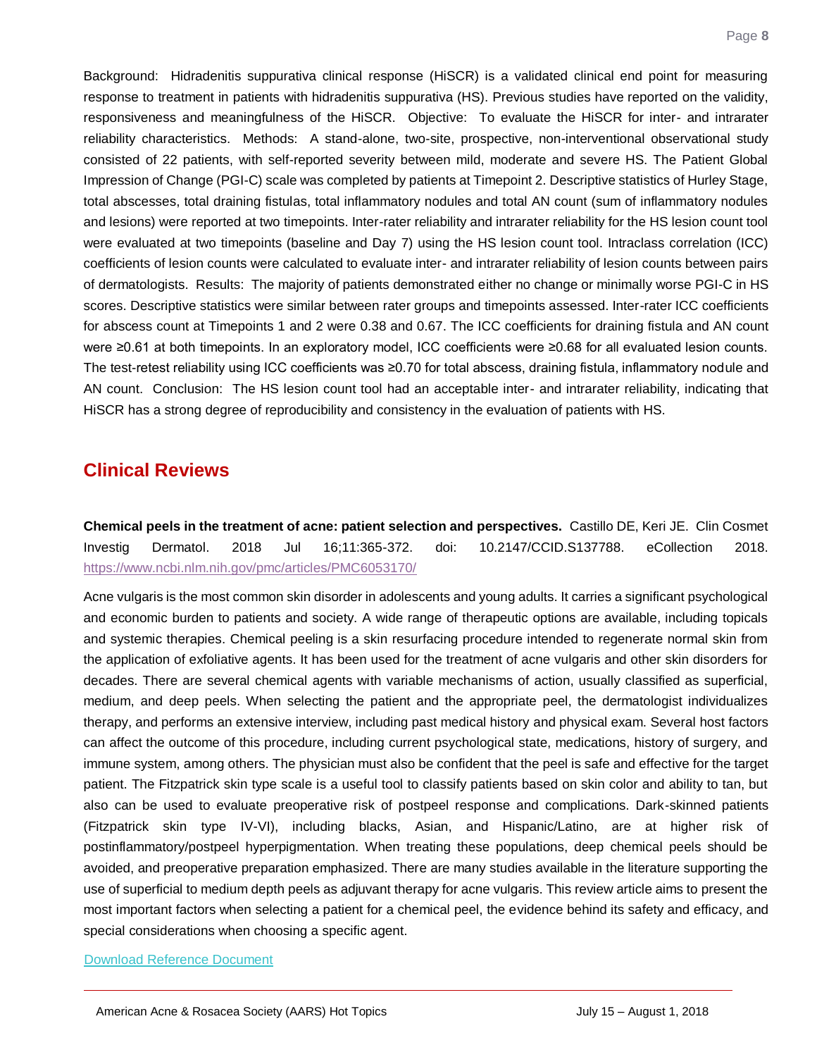Background: Hidradenitis suppurativa clinical response (HiSCR) is a validated clinical end point for measuring response to treatment in patients with hidradenitis suppurativa (HS). Previous studies have reported on the validity, responsiveness and meaningfulness of the HiSCR. Objective: To evaluate the HiSCR for inter- and intrarater reliability characteristics. Methods: A stand-alone, two-site, prospective, non-interventional observational study consisted of 22 patients, with self-reported severity between mild, moderate and severe HS. The Patient Global Impression of Change (PGI-C) scale was completed by patients at Timepoint 2. Descriptive statistics of Hurley Stage, total abscesses, total draining fistulas, total inflammatory nodules and total AN count (sum of inflammatory nodules and lesions) were reported at two timepoints. Inter-rater reliability and intrarater reliability for the HS lesion count tool were evaluated at two timepoints (baseline and Day 7) using the HS lesion count tool. Intraclass correlation (ICC) coefficients of lesion counts were calculated to evaluate inter- and intrarater reliability of lesion counts between pairs of dermatologists. Results: The majority of patients demonstrated either no change or minimally worse PGI-C in HS scores. Descriptive statistics were similar between rater groups and timepoints assessed. Inter-rater ICC coefficients for abscess count at Timepoints 1 and 2 were 0.38 and 0.67. The ICC coefficients for draining fistula and AN count were ≥0.61 at both timepoints. In an exploratory model, ICC coefficients were ≥0.68 for all evaluated lesion counts. The test-retest reliability using ICC coefficients was ≥0.70 for total abscess, draining fistula, inflammatory nodule and AN count. Conclusion: The HS lesion count tool had an acceptable inter- and intrarater reliability, indicating that HiSCR has a strong degree of reproducibility and consistency in the evaluation of patients with HS.

## Clinical Reviews

**Chemical peels in the treatment of acne: patient selection and perspectives.** Castillo DE, Keri JE. Clin Cosmet Investig Dermatol. 2018 Jul 16;11:365-372. doi: 10.2147/CCID.S137788. eCollection 2018. https://www.ncbi.nlm.nih.gov/pmc/articles/PMC6053170/

Acne vulgaris is the most common skin disorder in adolescents and young adults. It carries a significant psychological and economic burden to patients and society. A wide range of therapeutic options are available, including topicals and systemic therapies. Chemical peeling is a skin resurfacing procedure intended to regenerate normal skin from the application of exfoliative agents. It has been used for the treatment of acne vulgaris and other skin disorders for decades. There are several chemical agents with variable mechanisms of action, usually classified as superficial, medium, and deep peels. When selecting the patient and the appropriate peel, the dermatologist individualizes therapy, and performs an extensive interview, including past medical history and physical exam. Several host factors can affect the outcome of this procedure, including current psychological state, medications, history of surgery, and immune system, among others. The physician must also be confident that the peel is safe and effective for the target patient. The Fitzpatrick skin type scale is a useful tool to classify patients based on skin color and ability to tan, but also can be used to evaluate preoperative risk of postpeel response and complications. Dark-skinned patients (Fitzpatrick skin type IV-VI), including blacks, Asian, and Hispanic/Latino, are at higher risk of postinflammatory/postpeel hyperpigmentation. When treating these populations, deep chemical peels should be avoided, and preoperative preparation emphasized. There are many studies available in the literature supporting the use of superficial to medium depth peels as adjuvant therapy for acne vulgaris. This review article aims to present the most important factors when selecting a patient for a chemical peel, the evidence behind its safety and efficacy, and special considerations when choosing a specific agent.

Download Reference Document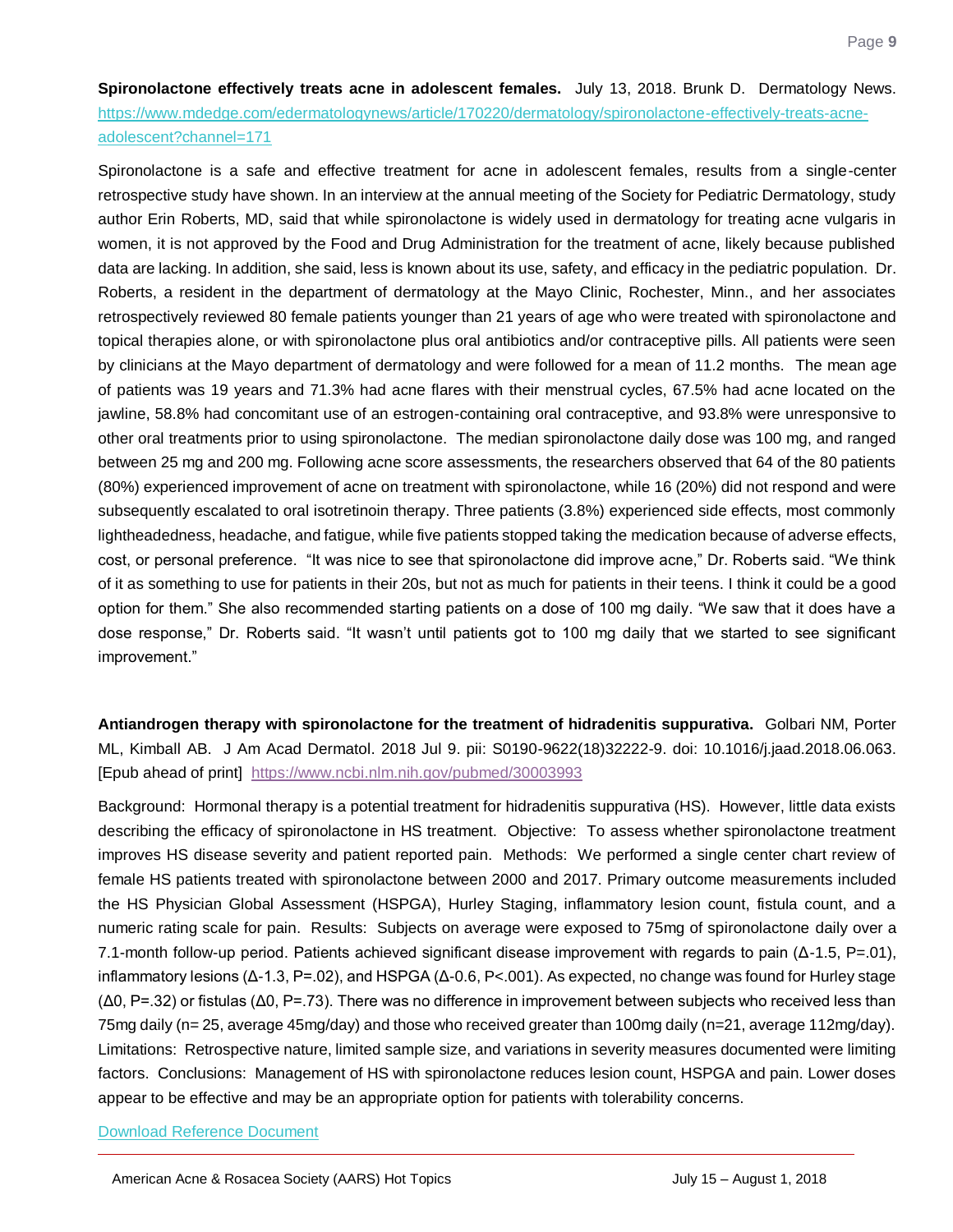**Spironolactone effectively treats acne in adolescent females.** July 13, 2018. Brunk D. Dermatology News. https://www.mdedge.com/edermatologynews/article/170220/dermatology/spironolactone-effectively-treats-acne-adolescent?channel=171

Spironolactone is a safe and effective treatment for acne in adolescent females, results from a single-center retrospective study have shown. In an interview at the annual meeting of the Society for Pediatric Dermatology, study author Erin Roberts, MD, said that while spironolactone is widely used in dermatology for treating acne vulgaris in women, it is not approved by the Food and Drug Administration for the treatment of acne, likely because published data are lacking. In addition, she said, less is known about its use, safety, and efficacy in the pediatric population. Dr. Roberts, a resident in the department of dermatology at the Mayo Clinic, Rochester, Minn., and her associates retrospectively reviewed 80 female patients younger than 21 years of age who were treated with spironolactone and topical therapies alone, or with spironolactone plus oral antibiotics and/or contraceptive pills. All patients were seen by clinicians at the Mayo department of dermatology and were followed for a mean of 11.2 months. The mean age of patients was 19 years and 71.3% had acne flares with their menstrual cycles, 67.5% had acne located on the jawline, 58.8% had concomitant use of an estrogen-containing oral contraceptive, and 93.8% were unresponsive to other oral treatments prior to using spironolactone. The median spironolactone daily dose was 100 mg, and ranged between 25 mg and 200 mg. Following acne score assessments, the researchers observed that 64 of the 80 patients (80%) experienced improvement of acne on treatment with spironolactone, while 16 (20%) did not respond and were subsequently escalated to oral isotretinoin therapy. Three patients (3.8%) experienced side effects, most commonly lightheadedness, headache, and fatigue, while five patients stopped taking the medication because of adverse effects, cost, or personal preference. "It was nice to see that spironolactone did improve acne," Dr. Roberts said. "We think of it as something to use for patients in their 20s, but not as much for patients in their teens. I think it could be a good option for them." She also recommended starting patients on a dose of 100 mg daily. "We saw that it does have a dose response," Dr. Roberts said. "It wasn't until patients got to 100 mg daily that we started to see significant improvement."

**Antiandrogen therapy with spironolactone for the treatment of hidradenitis suppurativa.** Golbari NM, Porter ML, Kimball AB. J Am Acad Dermatol. 2018 Jul 9. pii: S0190-9622(18)32222-9. doi: 10.1016/j.jaad.2018.06.063. [Epub ahead of print] https://www.ncbi.nlm.nih.gov/pubmed/30003993

Background: Hormonal therapy is a potential treatment for hidradenitis suppurativa (HS). However, little data exists describing the efficacy of spironolactone in HS treatment. Objective: To assess whether spironolactone treatment improves HS disease severity and patient reported pain. Methods: We performed a single center chart review of female HS patients treated with spironolactone between 2000 and 2017. Primary outcome measurements included the HS Physician Global Assessment (HSPGA), Hurley Staging, inflammatory lesion count, fistula count, and a numeric rating scale for pain. Results: Subjects on average were exposed to 75mg of spironolactone daily over a 7.1-month follow-up period. Patients achieved significant disease improvement with regards to pain ($\Delta$-1.5, P=.01), inflammatory lesions ($\Delta$-1.3, P=.02), and HSPGA ($\Delta$-0.6, P<.001). As expected, no change was found for Hurley stage ($\Delta$0, P=.32) or fistulas ($\Delta$0, P=.73). There was no difference in improvement between subjects who received less than 75mg daily (n= 25, average 45mg/day) and those who received greater than 100mg daily (n=21, average 112mg/day). Limitations: Retrospective nature, limited sample size, and variations in severity measures documented were limiting factors. Conclusions: Management of HS with spironolactone reduces lesion count, HSPGA and pain. Lower doses appear to be effective and may be an appropriate option for patients with tolerability concerns.

Download Reference Document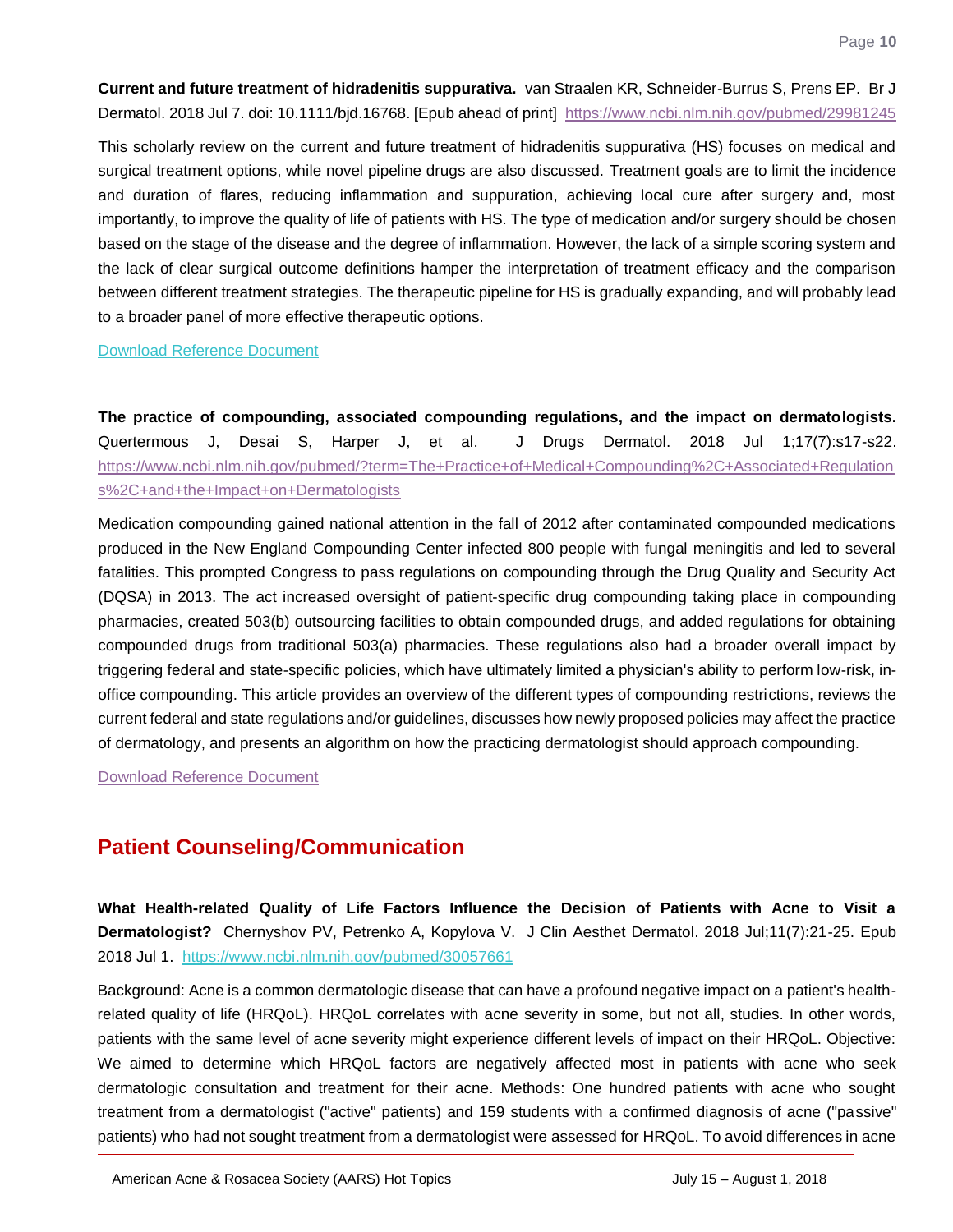**Current and future treatment of hidradenitis suppurativa.** van Straalen KR, Schneider-Burrus S, Prens EP. Br J Dermatol. 2018 Jul 7. doi: 10.1111/bjd.16768. [Epub ahead of print] https://www.ncbi.nlm.nih.gov/pubmed/29981245

This scholarly review on the current and future treatment of hidradenitis suppurativa (HS) focuses on medical and surgical treatment options, while novel pipeline drugs are also discussed. Treatment goals are to limit the incidence and duration of flares, reducing inflammation and suppuration, achieving local cure after surgery and, most importantly, to improve the quality of life of patients with HS. The type of medication and/or surgery should be chosen based on the stage of the disease and the degree of inflammation. However, the lack of a simple scoring system and the lack of clear surgical outcome definitions hamper the interpretation of treatment efficacy and the comparison between different treatment strategies. The therapeutic pipeline for HS is gradually expanding, and will probably lead to a broader panel of more effective therapeutic options.

Download Reference Document

**The practice of compounding, associated compounding regulations, and the impact on dermatologists.** Quertermous J, Desai S, Harper J, et al. J Drugs Dermatol. 2018 Jul 1;17(7):s17-s22. https://www.ncbi.nlm.nih.gov/pubmed/?term=The+Practice+of+Medical+Compounding%2C+Associated+Regulations%2C+and+the+Impact+on+Dermatologists

Medication compounding gained national attention in the fall of 2012 after contaminated compounded medications produced in the New England Compounding Center infected 800 people with fungal meningitis and led to several fatalities. This prompted Congress to pass regulations on compounding through the Drug Quality and Security Act (DQSA) in 2013. The act increased oversight of patient-specific drug compounding taking place in compounding pharmacies, created 503(b) outsourcing facilities to obtain compounded drugs, and added regulations for obtaining compounded drugs from traditional 503(a) pharmacies. These regulations also had a broader overall impact by triggering federal and state-specific policies, which have ultimately limited a physician's ability to perform low-risk, in-office compounding. This article provides an overview of the different types of compounding restrictions, reviews the current federal and state regulations and/or guidelines, discusses how newly proposed policies may affect the practice of dermatology, and presents an algorithm on how the practicing dermatologist should approach compounding.

Download Reference Document

## Patient Counseling/Communication

**What Health-related Quality of Life Factors Influence the Decision of Patients with Acne to Visit a Dermatologist?** Chernyshov PV, Petrenko A, Kopylova V. J Clin Aesthet Dermatol. 2018 Jul;11(7):21-25. Epub 2018 Jul 1. https://www.ncbi.nlm.nih.gov/pubmed/30057661

Background: Acne is a common dermatologic disease that can have a profound negative impact on a patient's health-related quality of life (HRQoL). HRQoL correlates with acne severity in some, but not all, studies. In other words, patients with the same level of acne severity might experience different levels of impact on their HRQoL. Objective: We aimed to determine which HRQoL factors are negatively affected most in patients with acne who seek dermatologic consultation and treatment for their acne. Methods: One hundred patients with acne who sought treatment from a dermatologist ("active" patients) and 159 students with a confirmed diagnosis of acne ("passive" patients) who had not sought treatment from a dermatologist were assessed for HRQoL. To avoid differences in acne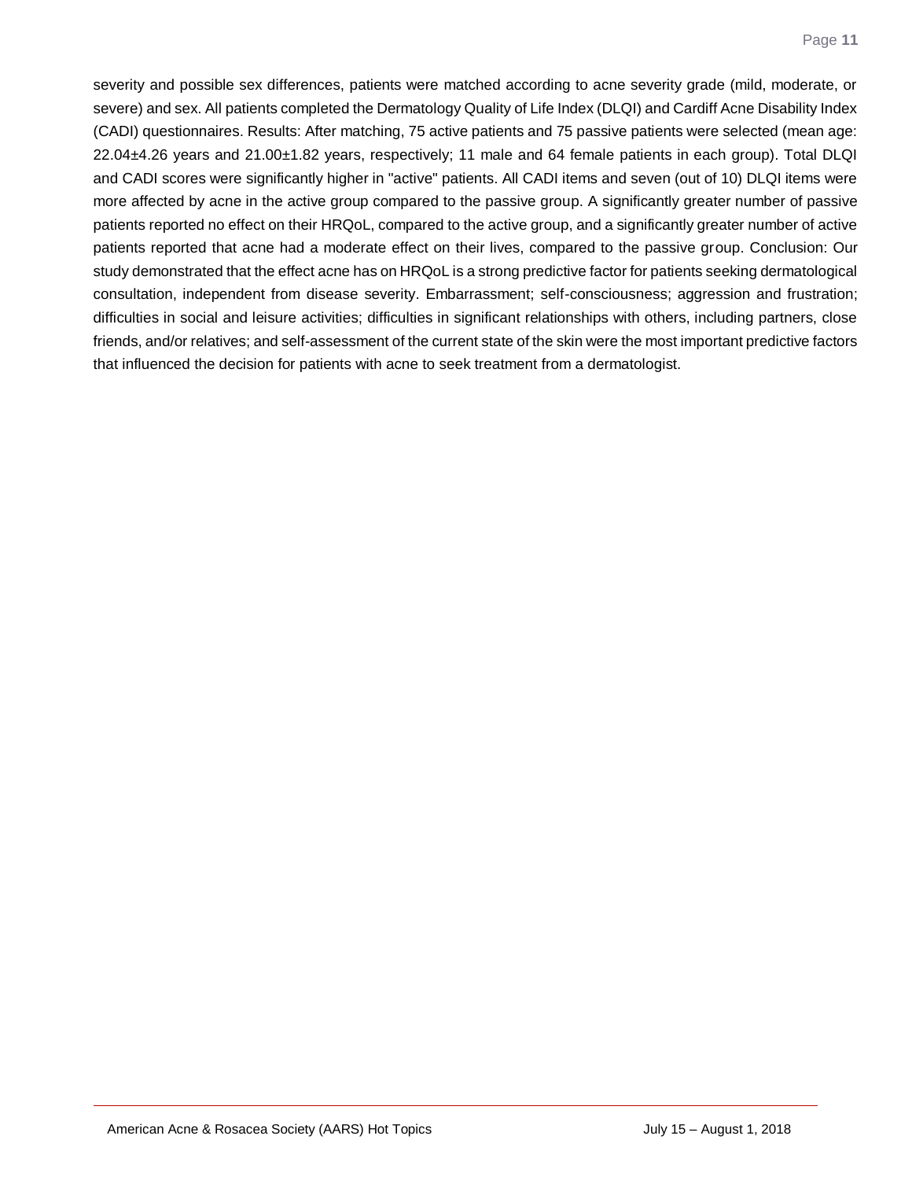severity and possible sex differences, patients were matched according to acne severity grade (mild, moderate, or severe) and sex. All patients completed the Dermatology Quality of Life Index (DLQI) and Cardiff Acne Disability Index (CADI) questionnaires. Results: After matching, 75 active patients and 75 passive patients were selected (mean age: 22.04±4.26 years and 21.00±1.82 years, respectively; 11 male and 64 female patients in each group). Total DLQI and CADI scores were significantly higher in "active" patients. All CADI items and seven (out of 10) DLQI items were more affected by acne in the active group compared to the passive group. A significantly greater number of passive patients reported no effect on their HRQoL, compared to the active group, and a significantly greater number of active patients reported that acne had a moderate effect on their lives, compared to the passive group. Conclusion: Our study demonstrated that the effect acne has on HRQoL is a strong predictive factor for patients seeking dermatological consultation, independent from disease severity. Embarrassment; self-consciousness; aggression and frustration; difficulties in social and leisure activities; difficulties in significant relationships with others, including partners, close friends, and/or relatives; and self-assessment of the current state of the skin were the most important predictive factors that influenced the decision for patients with acne to seek treatment from a dermatologist.